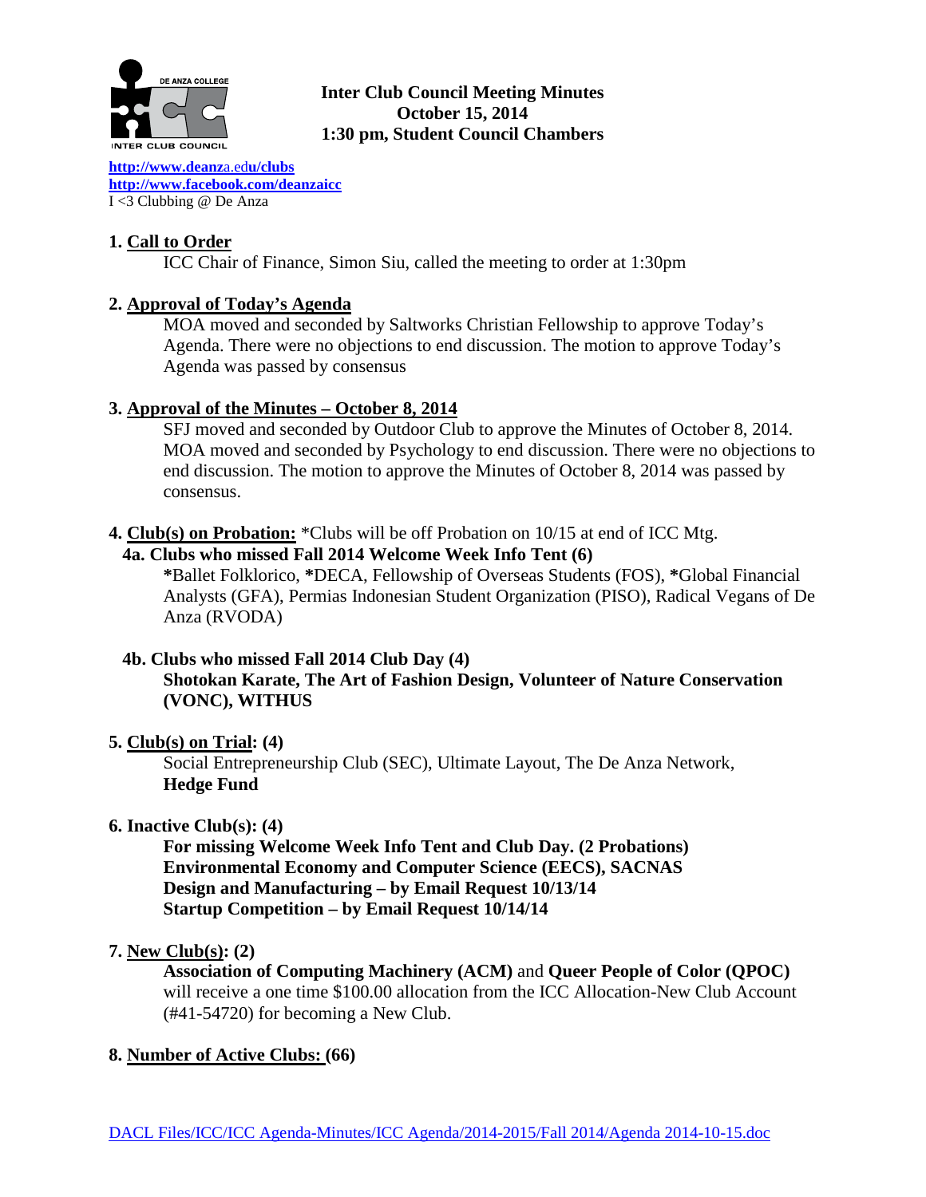# Inter Club Council Meeting Minutes
**October 15, 2014**
**1:30 pm, Student Council Chambers**

DE ANZA COLLEGE INTER CLUB COUNCIL

http://www.deanza.edu/clubs
http://www.facebook.com/deanzaicc
I <3 Clubbing @ De Anza

## 1. Call to Order

ICC Chair of Finance, Simon Siu, called the meeting to order at 1:30pm

## 2. Approval of Today's Agenda

MOA moved and seconded by Saltworks Christian Fellowship to approve Today's Agenda. There were no objections to end discussion. The motion to approve Today's Agenda was passed by consensus

## 3. Approval of the Minutes – October 8, 2014

SFJ moved and seconded by Outdoor Club to approve the Minutes of October 8, 2014. MOA moved and seconded by Psychology to end discussion. There were no objections to end discussion. The motion to approve the Minutes of October 8, 2014 was passed by consensus.

## 4. Club(s) on Probation: *Clubs will be off Probation on 10/15 at end of ICC Mtg.

### 4a. Clubs who missed Fall 2014 Welcome Week Info Tent (6)

**\***Ballet Folklorico, **\***DECA, Fellowship of Overseas Students (FOS), **\***Global Financial Analysts (GFA), Permias Indonesian Student Organization (PISO), Radical Vegans of De Anza (RVODA)

### 4b. Clubs who missed Fall 2014 Club Day (4)

**Shotokan Karate, The Art of Fashion Design, Volunteer of Nature Conservation (VONC), WITHUS**

## 5. Club(s) on Trial: (4)

Social Entrepreneurship Club (SEC), Ultimate Layout, The De Anza Network, **Hedge Fund**

## 6. Inactive Club(s): (4)

**For missing Welcome Week Info Tent and Club Day. (2 Probations)**
**Environmental Economy and Computer Science (EECS), SACNAS**
**Design and Manufacturing – by Email Request 10/13/14**
**Startup Competition – by Email Request 10/14/14**

## 7. New Club(s): (2)

**Association of Computing Machinery (ACM)** and **Queer People of Color (QPOC)** will receive a one time $100.00 allocation from the ICC Allocation-New Club Account (#41-54720) for becoming a New Club.

## 8. Number of Active Clubs: (66)

DACL Files/ICC/ICC Agenda-Minutes/ICC Agenda/2014-2015/Fall 2014/Agenda 2014-10-15.doc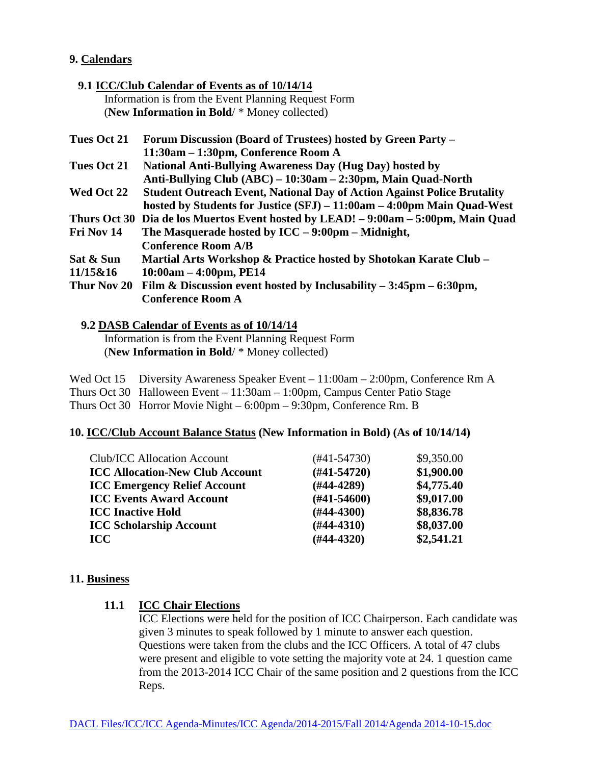## 9. Calendars

### 9.1 ICC/Club Calendar of Events as of 10/14/14

Information is from the Event Planning Request Form
(**New Information in Bold**/ * Money collected)

| | |
|---|---|
| **Tues Oct 21** | **Forum Discussion (Board of Trustees) hosted by Green Party – 11:30am – 1:30pm, Conference Room A** |
| **Tues Oct 21** | **National Anti-Bullying Awareness Day (Hug Day) hosted by Anti-Bullying Club (ABC) – 10:30am – 2:30pm, Main Quad-North** |
| **Wed Oct 22** | **Student Outreach Event, National Day of Action Against Police Brutality hosted by Students for Justice (SFJ) – 11:00am – 4:00pm Main Quad-West** |
| **Thurs Oct 30** | **Dia de los Muertos Event hosted by LEAD! – 9:00am – 5:00pm, Main Quad** |
| **Fri Nov 14** | **The Masquerade hosted by ICC – 9:00pm – Midnight, Conference Room A/B** |
| **Sat & Sun 11/15&16** | **Martial Arts Workshop & Practice hosted by Shotokan Karate Club – 10:00am – 4:00pm, PE14** |
| **Thur Nov 20** | **Film & Discussion event hosted by Inclusability – 3:45pm – 6:30pm, Conference Room A** |

### 9.2 DASB Calendar of Events as of 10/14/14

Information is from the Event Planning Request Form
(**New Information in Bold**/ * Money collected)

| | |
|---|---|
| Wed Oct 15 | Diversity Awareness Speaker Event – 11:00am – 2:00pm, Conference Rm A |
| Thurs Oct 30 | Halloween Event – 11:30am – 1:00pm, Campus Center Patio Stage |
| Thurs Oct 30 | Horror Movie Night – 6:00pm – 9:30pm, Conference Rm. B |

## 10. ICC/Club Account Balance Status (New Information in Bold) (As of 10/14/14)

| | | |
|---|---|---|
| Club/ICC Allocation Account | (#41-54730) | $9,350.00 |
| **ICC Allocation-New Club Account** | **(#41-54720)** | **$1,900.00** |
| **ICC Emergency Relief Account** | **(#44-4289)** | **$4,775.40** |
| **ICC Events Award Account** | **(#41-54600)** | **$9,017.00** |
| **ICC Inactive Hold** | **(#44-4300)** | **$8,836.78** |
| **ICC Scholarship Account** | **(#44-4310)** | **$8,037.00** |
| **ICC** | **(#44-4320)** | **$2,541.21** |

## 11. Business

### 11.1 ICC Chair Elections

ICC Elections were held for the position of ICC Chairperson. Each candidate was given 3 minutes to speak followed by 1 minute to answer each question. Questions were taken from the clubs and the ICC Officers. A total of 47 clubs were present and eligible to vote setting the majority vote at 24. 1 question came from the 2013-2014 ICC Chair of the same position and 2 questions from the ICC Reps.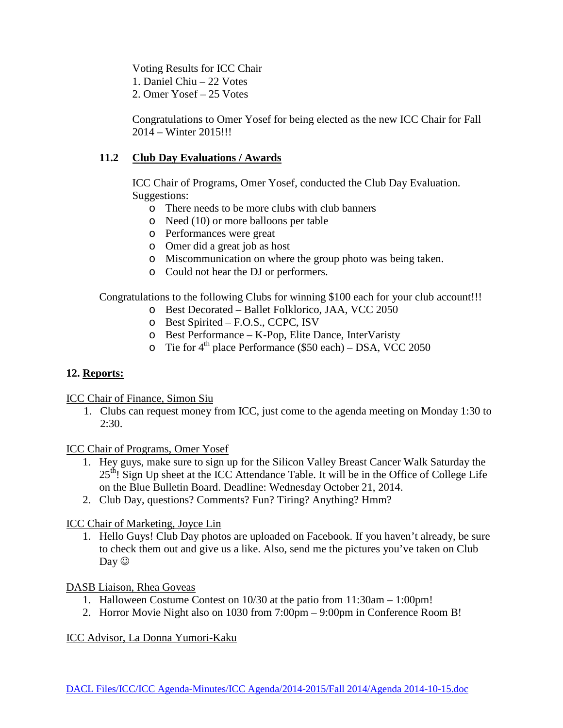Voting Results for ICC Chair
1. Daniel Chiu – 22 Votes
2. Omer Yosef – 25 Votes

Congratulations to Omer Yosef for being elected as the new ICC Chair for Fall 2014 – Winter 2015!!!

**11.2 Club Day Evaluations / Awards**

ICC Chair of Programs, Omer Yosef, conducted the Club Day Evaluation. Suggestions:

- There needs to be more clubs with club banners
- Need (10) or more balloons per table
- Performances were great
- Omer did a great job as host
- Miscommunication on where the group photo was being taken.
- Could not hear the DJ or performers.

Congratulations to the following Clubs for winning $100 each for your club account!!!

- Best Decorated – Ballet Folklorico, JAA, VCC 2050
- Best Spirited – F.O.S., CCPC, ISV
- Best Performance – K-Pop, Elite Dance, InterVaristy
- Tie for 4th place Performance ($50 each) – DSA, VCC 2050

**12. Reports:**

ICC Chair of Finance, Simon Siu

1. Clubs can request money from ICC, just come to the agenda meeting on Monday 1:30 to 2:30.

ICC Chair of Programs, Omer Yosef

1. Hey guys, make sure to sign up for the Silicon Valley Breast Cancer Walk Saturday the 25th! Sign Up sheet at the ICC Attendance Table. It will be in the Office of College Life on the Blue Bulletin Board. Deadline: Wednesday October 21, 2014.
2. Club Day, questions? Comments? Fun? Tiring? Anything? Hmm?

ICC Chair of Marketing, Joyce Lin

1. Hello Guys! Club Day photos are uploaded on Facebook. If you haven't already, be sure to check them out and give us a like. Also, send me the pictures you've taken on Club Day ☺

DASB Liaison, Rhea Goveas

1. Halloween Costume Contest on 10/30 at the patio from 11:30am – 1:00pm!
2. Horror Movie Night also on 1030 from 7:00pm – 9:00pm in Conference Room B!

ICC Advisor, La Donna Yumori-Kaku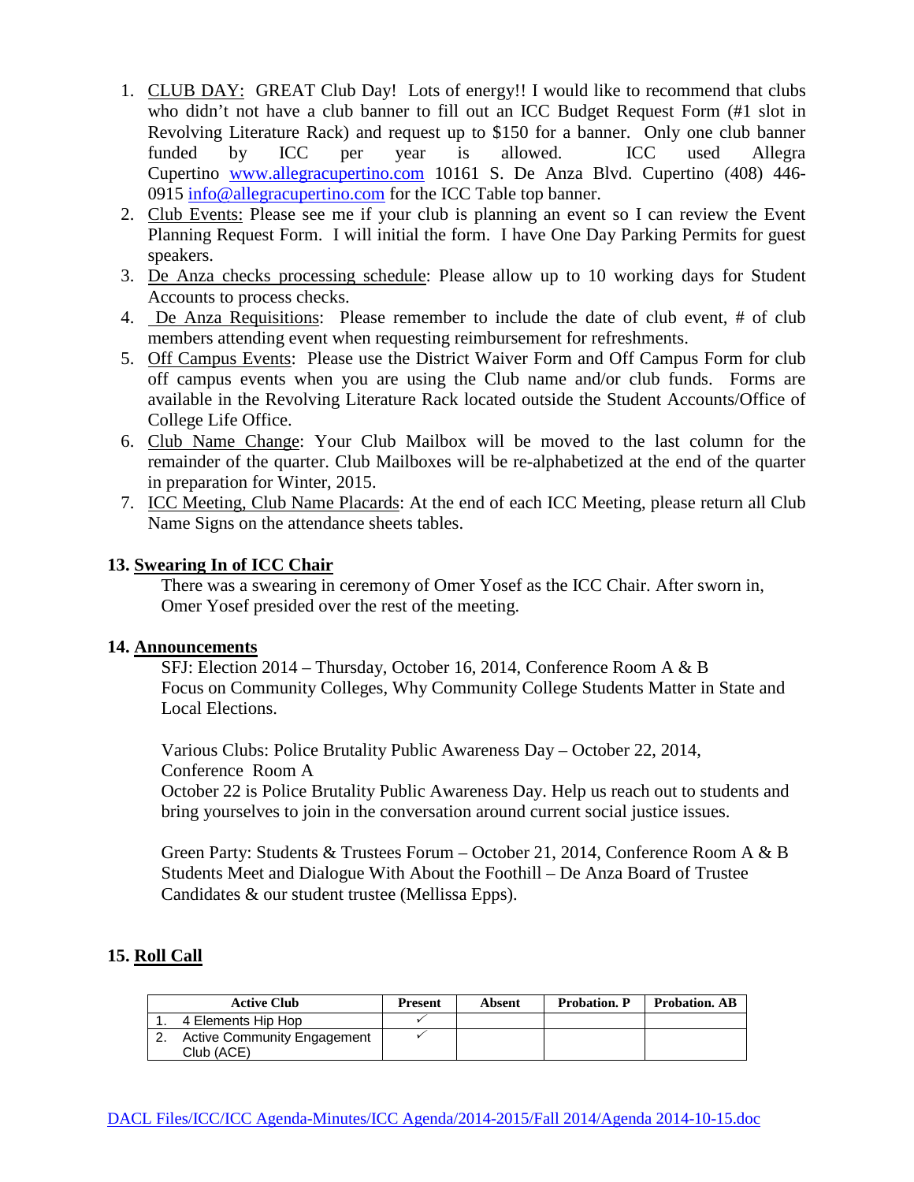1. CLUB DAY: GREAT Club Day! Lots of energy!! I would like to recommend that clubs who didn't not have a club banner to fill out an ICC Budget Request Form (#1 slot in Revolving Literature Rack) and request up to $150 for a banner. Only one club banner funded by ICC per year is allowed. ICC used Allegra Cupertino www.allegracupertino.com 10161 S. De Anza Blvd. Cupertino (408) 446-0915 info@allegracupertino.com for the ICC Table top banner.
2. Club Events: Please see me if your club is planning an event so I can review the Event Planning Request Form. I will initial the form. I have One Day Parking Permits for guest speakers.
3. De Anza checks processing schedule: Please allow up to 10 working days for Student Accounts to process checks.
4. De Anza Requisitions: Please remember to include the date of club event, # of club members attending event when requesting reimbursement for refreshments.
5. Off Campus Events: Please use the District Waiver Form and Off Campus Form for club off campus events when you are using the Club name and/or club funds. Forms are available in the Revolving Literature Rack located outside the Student Accounts/Office of College Life Office.
6. Club Name Change: Your Club Mailbox will be moved to the last column for the remainder of the quarter. Club Mailboxes will be re-alphabetized at the end of the quarter in preparation for Winter, 2015.
7. ICC Meeting, Club Name Placards: At the end of each ICC Meeting, please return all Club Name Signs on the attendance sheets tables.

**13. Swearing In of ICC Chair**

There was a swearing in ceremony of Omer Yosef as the ICC Chair. After sworn in, Omer Yosef presided over the rest of the meeting.

**14. Announcements**

SFJ: Election 2014 – Thursday, October 16, 2014, Conference Room A & B
Focus on Community Colleges, Why Community College Students Matter in State and Local Elections.

Various Clubs: Police Brutality Public Awareness Day – October 22, 2014, Conference Room A
October 22 is Police Brutality Public Awareness Day. Help us reach out to students and bring yourselves to join in the conversation around current social justice issues.

Green Party: Students & Trustees Forum – October 21, 2014, Conference Room A & B
Students Meet and Dialogue With About the Foothill – De Anza Board of Trustee Candidates & our student trustee (Mellissa Epps).

**15. Roll Call**

| Active Club | Present | Absent | Probation. P | Probation. AB |
|---|---|---|---|---|
| 1. 4 Elements Hip Hop | ✓ | | | |
| 2. Active Community Engagement Club (ACE) | ✓ | | | |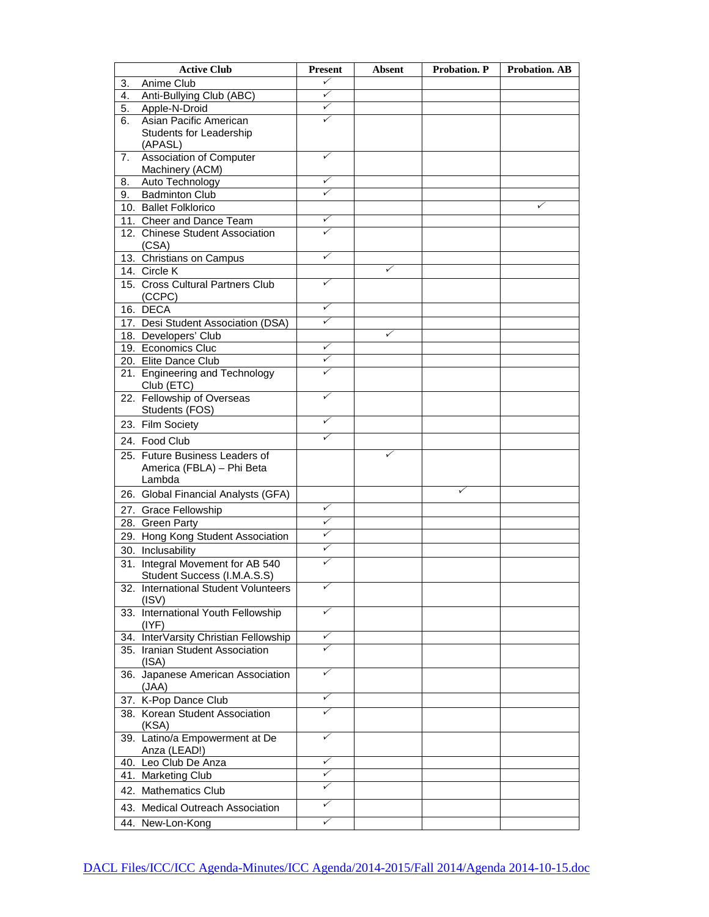| Active Club | Present | Absent | Probation. P | Probation. AB |
|---|---|---|---|---|
| 3. Anime Club | ✓ | | | |
| 4. Anti-Bullying Club (ABC) | ✓ | | | |
| 5. Apple-N-Droid | ✓ | | | |
| 6. Asian Pacific American Students for Leadership (APASL) | ✓ | | | |
| 7. Association of Computer Machinery (ACM) | ✓ | | | |
| 8. Auto Technology | ✓ | | | |
| 9. Badminton Club | ✓ | | | |
| 10. Ballet Folklorico | | | | ✓ |
| 11. Cheer and Dance Team | ✓ | | | |
| 12. Chinese Student Association (CSA) | ✓ | | | |
| 13. Christians on Campus | ✓ | | | |
| 14. Circle K | | ✓ | | |
| 15. Cross Cultural Partners Club (CCPC) | ✓ | | | |
| 16. DECA | ✓ | | | |
| 17. Desi Student Association (DSA) | ✓ | | | |
| 18. Developers' Club | | ✓ | | |
| 19. Economics Cluc | ✓ | | | |
| 20. Elite Dance Club | ✓ | | | |
| 21. Engineering and Technology Club (ETC) | ✓ | | | |
| 22. Fellowship of Overseas Students (FOS) | ✓ | | | |
| 23. Film Society | ✓ | | | |
| 24. Food Club | ✓ | | | |
| 25. Future Business Leaders of America (FBLA) – Phi Beta Lambda | | ✓ | | |
| 26. Global Financial Analysts (GFA) | | | ✓ | |
| 27. Grace Fellowship | ✓ | | | |
| 28. Green Party | ✓ | | | |
| 29. Hong Kong Student Association | ✓ | | | |
| 30. Inclusability | ✓ | | | |
| 31. Integral Movement for AB 540 Student Success (I.M.A.S.S) | ✓ | | | |
| 32. International Student Volunteers (ISV) | ✓ | | | |
| 33. International Youth Fellowship (IYF) | ✓ | | | |
| 34. InterVarsity Christian Fellowship | ✓ | | | |
| 35. Iranian Student Association (ISA) | ✓ | | | |
| 36. Japanese American Association (JAA) | ✓ | | | |
| 37. K-Pop Dance Club | ✓ | | | |
| 38. Korean Student Association (KSA) | ✓ | | | |
| 39. Latino/a Empowerment at De Anza (LEAD!) | ✓ | | | |
| 40. Leo Club De Anza | ✓ | | | |
| 41. Marketing Club | ✓ | | | |
| 42. Mathematics Club | ✓ | | | |
| 43. Medical Outreach Association | ✓ | | | |
| 44. New-Lon-Kong | ✓ | | | |

DACL Files/ICC/ICC Agenda-Minutes/ICC Agenda/2014-2015/Fall 2014/Agenda 2014-10-15.doc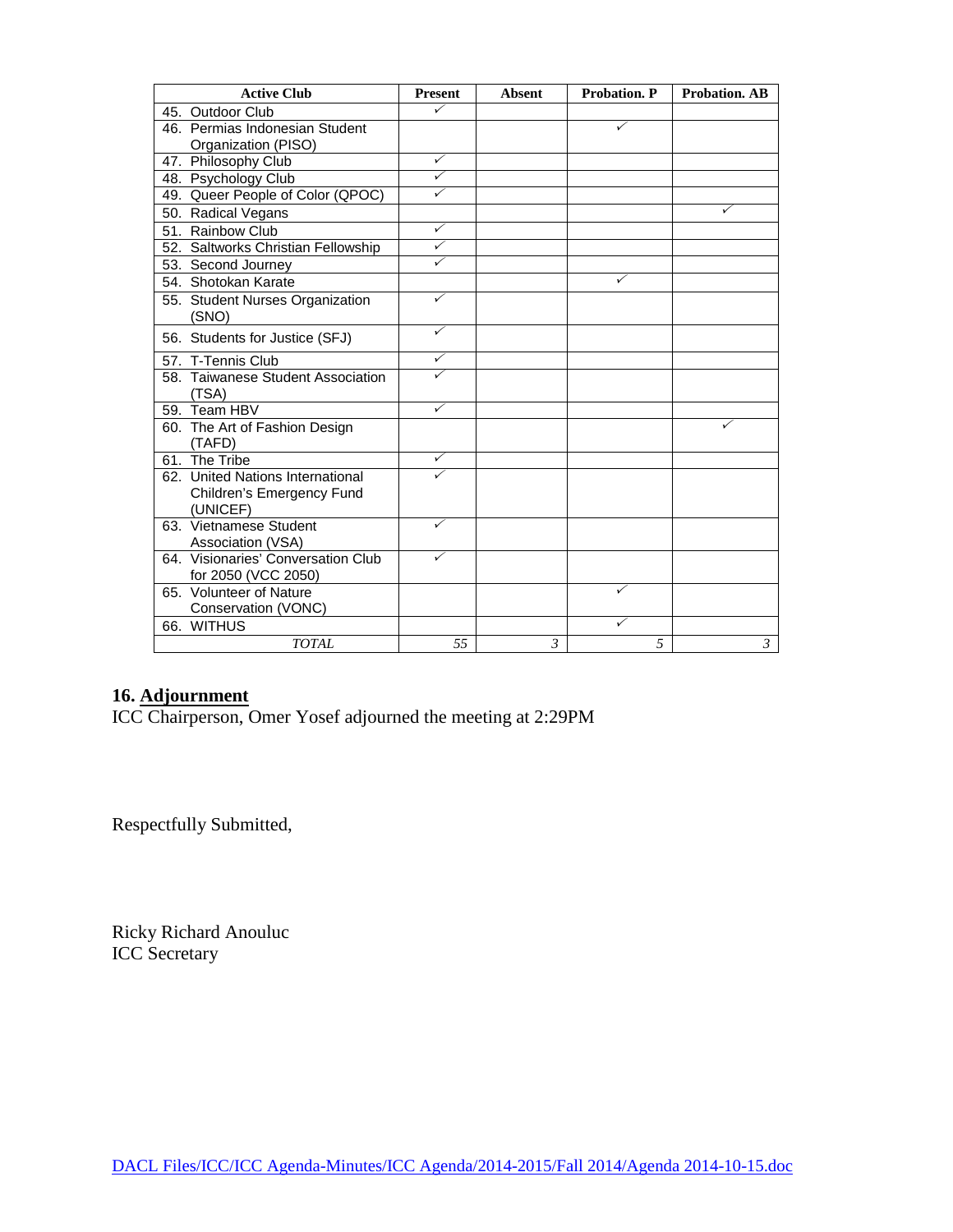| Active Club | Present | Absent | Probation. P | Probation. AB |
|---|---|---|---|---|
| 45. Outdoor Club | ✓ | | | |
| 46. Permias Indonesian Student Organization (PISO) | | | ✓ | |
| 47. Philosophy Club | ✓ | | | |
| 48. Psychology Club | ✓ | | | |
| 49. Queer People of Color (QPOC) | ✓ | | | |
| 50. Radical Vegans | | | | ✓ |
| 51. Rainbow Club | ✓ | | | |
| 52. Saltworks Christian Fellowship | ✓ | | | |
| 53. Second Journey | ✓ | | | |
| 54. Shotokan Karate | | | ✓ | |
| 55. Student Nurses Organization (SNO) | ✓ | | | |
| 56. Students for Justice (SFJ) | ✓ | | | |
| 57. T-Tennis Club | ✓ | | | |
| 58. Taiwanese Student Association (TSA) | ✓ | | | |
| 59. Team HBV | ✓ | | | |
| 60. The Art of Fashion Design (TAFD) | | | | ✓ |
| 61. The Tribe | ✓ | | | |
| 62. United Nations International Children's Emergency Fund (UNICEF) | ✓ | | | |
| 63. Vietnamese Student Association (VSA) | ✓ | | | |
| 64. Visionaries' Conversation Club for 2050 (VCC 2050) | ✓ | | | |
| 65. Volunteer of Nature Conservation (VONC) | | | ✓ | |
| 66. WITHUS | | | ✓ | |
| *TOTAL* | *55* | *3* | *5* | *3* |

## 16. Adjournment

ICC Chairperson, Omer Yosef adjourned the meeting at 2:29PM

Respectfully Submitted,

Ricky Richard Anouluc
ICC Secretary

DACL Files/ICC/ICC Agenda-Minutes/ICC Agenda/2014-2015/Fall 2014/Agenda 2014-10-15.doc